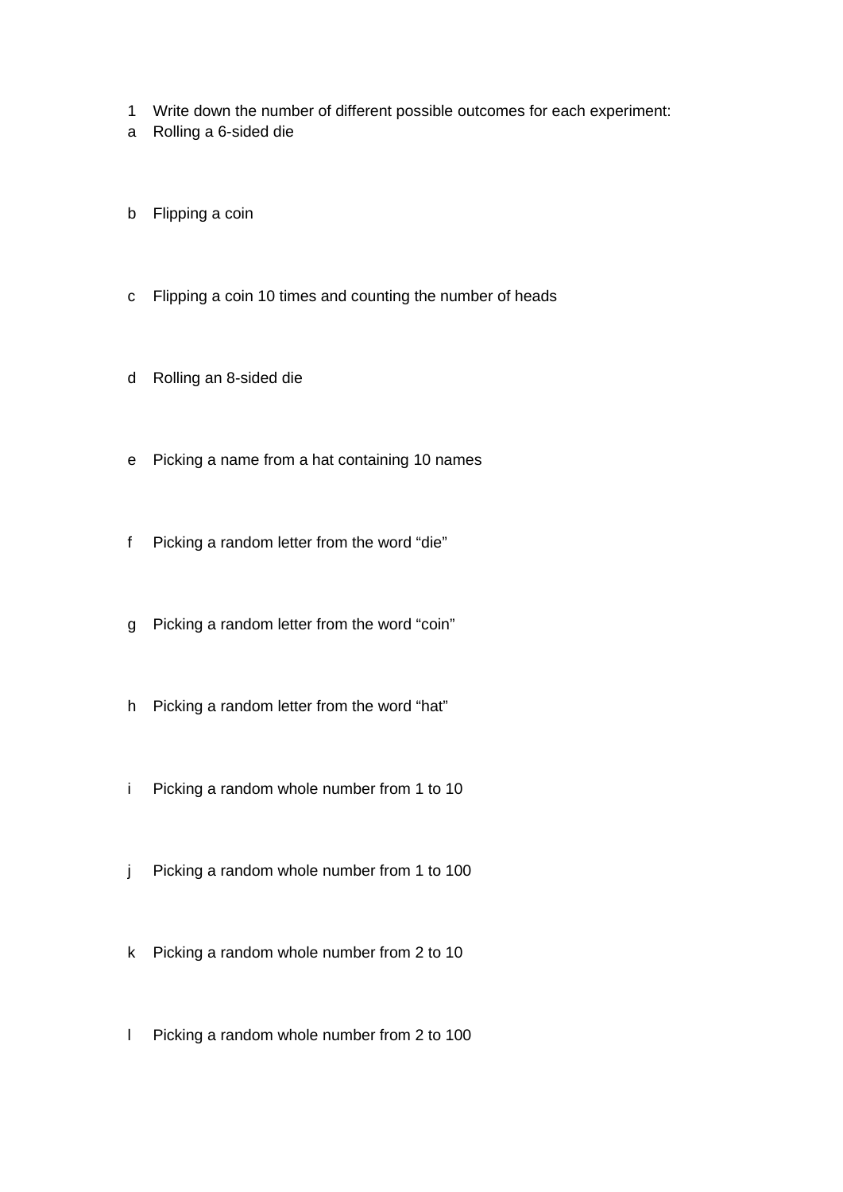1 Write down the number of different possible outcomes for each experiment:

a Rolling a 6-sided die

b Flipping a coin

c Flipping a coin 10 times and counting the number of heads

d Rolling an 8-sided die

e Picking a name from a hat containing 10 names

f Picking a random letter from the word “die”

g Picking a random letter from the word “coin”

h Picking a random letter from the word “hat”

i Picking a random whole number from 1 to 10

j Picking a random whole number from 1 to 100

k Picking a random whole number from 2 to 10

l Picking a random whole number from 2 to 100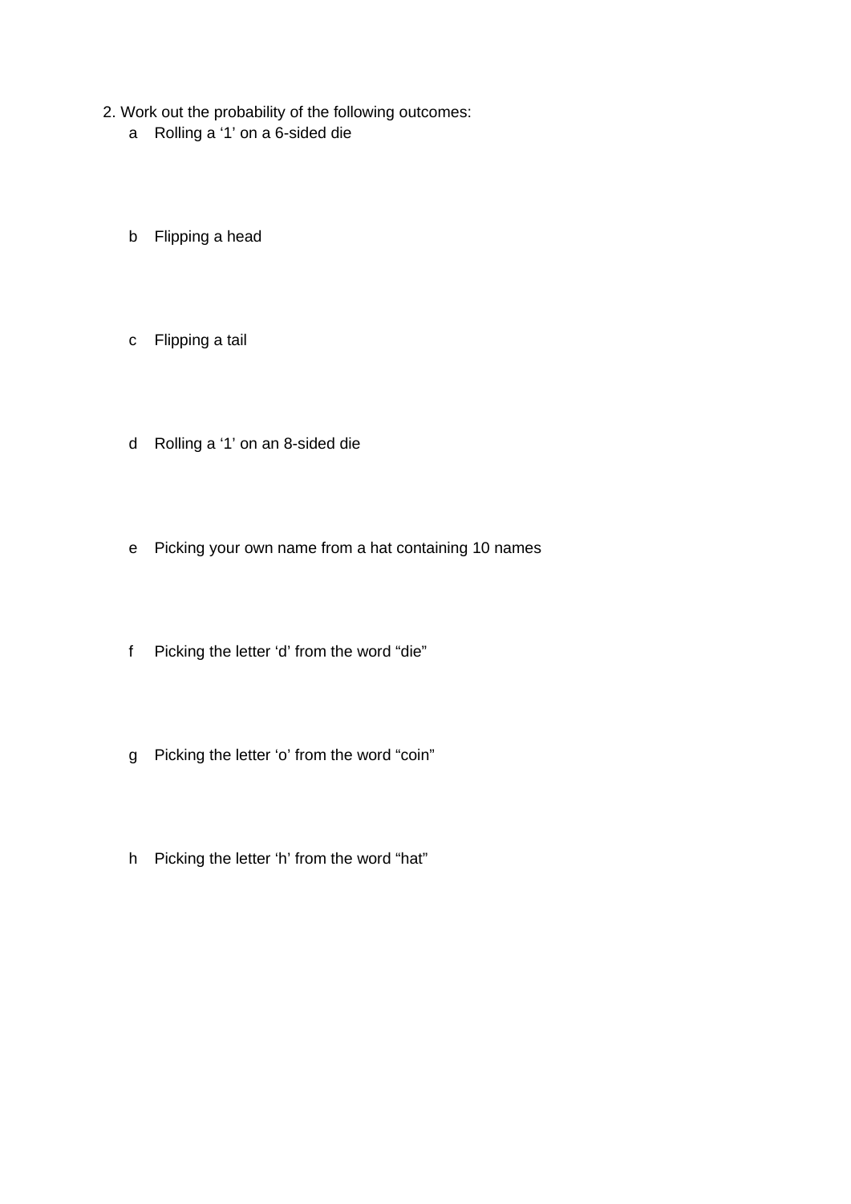2. Work out the probability of the following outcomes:

  a  Rolling a ‘1’ on a 6-sided die

  b  Flipping a head

  c  Flipping a tail

  d  Rolling a ‘1’ on an 8-sided die

  e  Picking your own name from a hat containing 10 names

  f  Picking the letter ‘d’ from the word “die”

  g  Picking the letter ‘o’ from the word “coin”

  h  Picking the letter ‘h’ from the word “hat”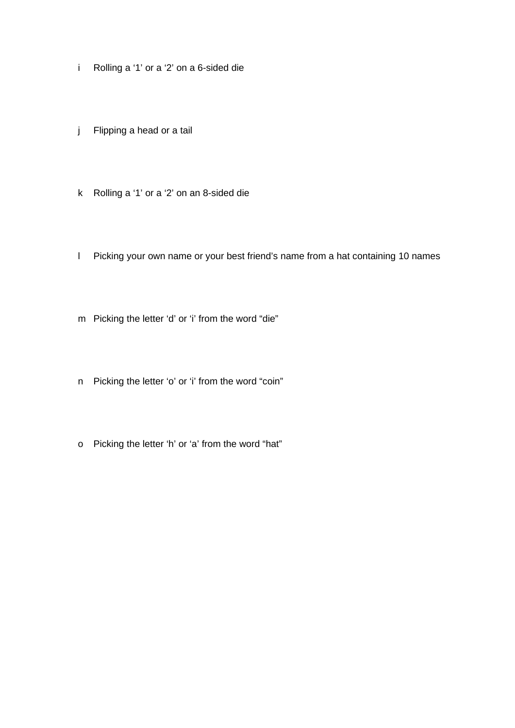i Rolling a ‘1’ or a ‘2’ on a 6-sided die

j Flipping a head or a tail

k Rolling a ‘1’ or a ‘2’ on an 8-sided die

l Picking your own name or your best friend’s name from a hat containing 10 names

m Picking the letter ‘d’ or ‘i’ from the word “die”

n Picking the letter ‘o’ or ‘i’ from the word “coin”

o Picking the letter ‘h’ or ‘a’ from the word “hat”